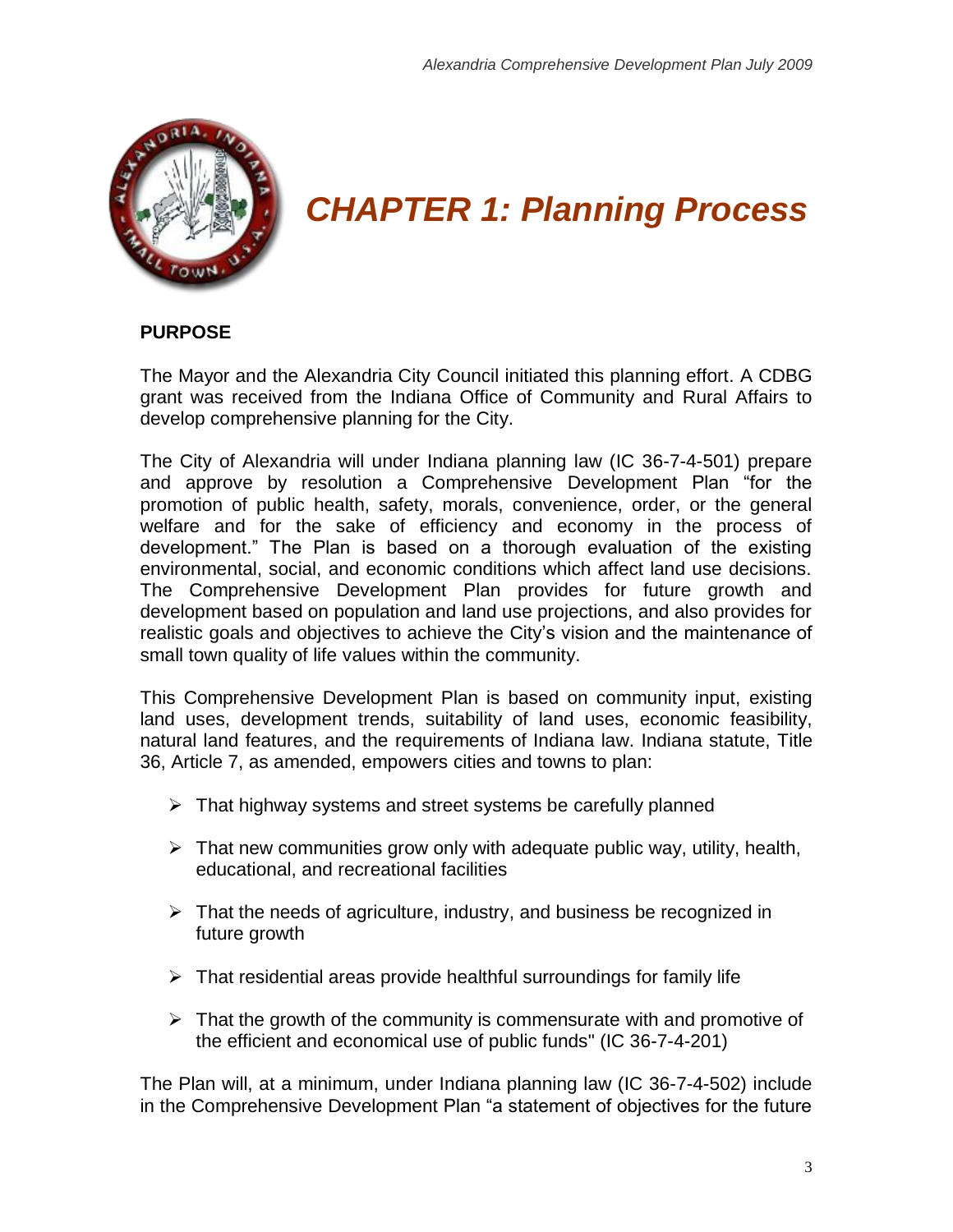# CHAPTER 1: Planning Process

## PURPOSE

The Mayor and the Alexandria City Council initiated this planning effort. A CDBG grant was received from the Indiana Office of Community and Rural Affairs to develop comprehensive planning for the City.

The City of Alexandria will under Indiana planning law (IC 36-7-4-501) prepare and approve by resolution a Comprehensive Development Plan "for the promotion of public health, safety, morals, convenience, order, or the general welfare and for the sake of efficiency and economy in the process of development." The Plan is based on a thorough evaluation of the existing environmental, social, and economic conditions which affect land use decisions. The Comprehensive Development Plan provides for future growth and development based on population and land use projections, and also provides for realistic goals and objectives to achieve the City's vision and the maintenance of small town quality of life values within the community.

This Comprehensive Development Plan is based on community input, existing land uses, development trends, suitability of land uses, economic feasibility, natural land features, and the requirements of Indiana law. Indiana statute, Title 36, Article 7, as amended, empowers cities and towns to plan:

- That highway systems and street systems be carefully planned
- That new communities grow only with adequate public way, utility, health, educational, and recreational facilities
- That the needs of agriculture, industry, and business be recognized in future growth
- That residential areas provide healthful surroundings for family life
- That the growth of the community is commensurate with and promotive of the efficient and economical use of public funds" (IC 36-7-4-201)

The Plan will, at a minimum, under Indiana planning law (IC 36-7-4-502) include in the Comprehensive Development Plan "a statement of objectives for the future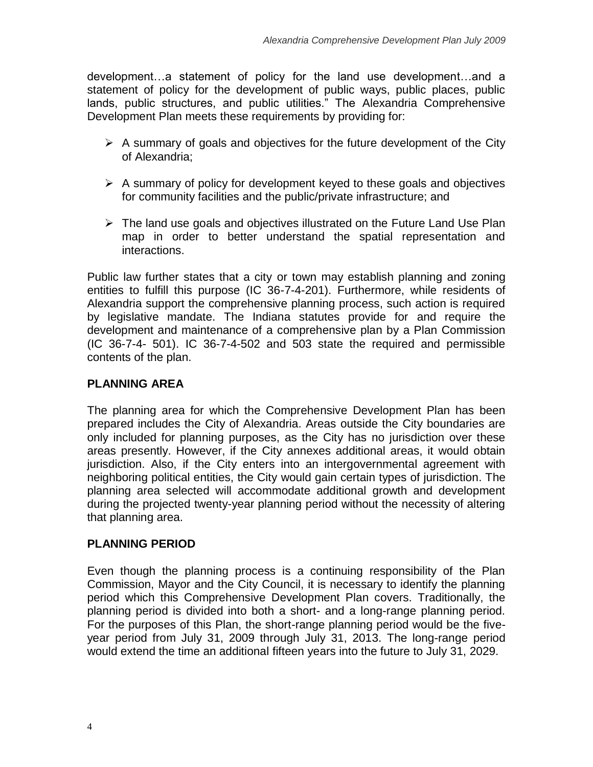development…a statement of policy for the land use development…and a statement of policy for the development of public ways, public places, public lands, public structures, and public utilities." The Alexandria Comprehensive Development Plan meets these requirements by providing for:

- A summary of goals and objectives for the future development of the City of Alexandria;
- A summary of policy for development keyed to these goals and objectives for community facilities and the public/private infrastructure; and
- The land use goals and objectives illustrated on the Future Land Use Plan map in order to better understand the spatial representation and interactions.

Public law further states that a city or town may establish planning and zoning entities to fulfill this purpose (IC 36-7-4-201). Furthermore, while residents of Alexandria support the comprehensive planning process, such action is required by legislative mandate. The Indiana statutes provide for and require the development and maintenance of a comprehensive plan by a Plan Commission (IC 36-7-4- 501). IC 36-7-4-502 and 503 state the required and permissible contents of the plan.

## PLANNING AREA

The planning area for which the Comprehensive Development Plan has been prepared includes the City of Alexandria. Areas outside the City boundaries are only included for planning purposes, as the City has no jurisdiction over these areas presently. However, if the City annexes additional areas, it would obtain jurisdiction. Also, if the City enters into an intergovernmental agreement with neighboring political entities, the City would gain certain types of jurisdiction. The planning area selected will accommodate additional growth and development during the projected twenty-year planning period without the necessity of altering that planning area.

## PLANNING PERIOD

Even though the planning process is a continuing responsibility of the Plan Commission, Mayor and the City Council, it is necessary to identify the planning period which this Comprehensive Development Plan covers. Traditionally, the planning period is divided into both a short- and a long-range planning period. For the purposes of this Plan, the short-range planning period would be the five-year period from July 31, 2009 through July 31, 2013. The long-range period would extend the time an additional fifteen years into the future to July 31, 2029.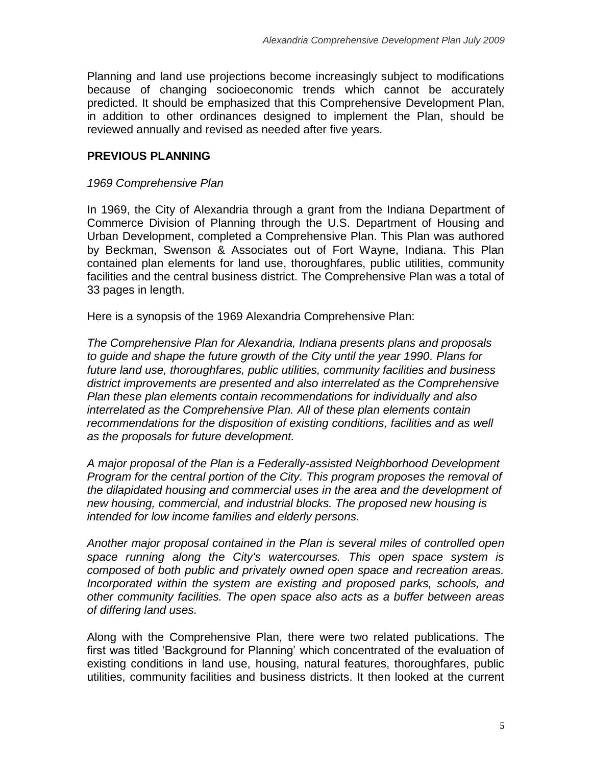Planning and land use projections become increasingly subject to modifications because of changing socioeconomic trends which cannot be accurately predicted. It should be emphasized that this Comprehensive Development Plan, in addition to other ordinances designed to implement the Plan, should be reviewed annually and revised as needed after five years.

## PREVIOUS PLANNING

### *1969 Comprehensive Plan*

In 1969, the City of Alexandria through a grant from the Indiana Department of Commerce Division of Planning through the U.S. Department of Housing and Urban Development, completed a Comprehensive Plan. This Plan was authored by Beckman, Swenson & Associates out of Fort Wayne, Indiana. This Plan contained plan elements for land use, thoroughfares, public utilities, community facilities and the central business district. The Comprehensive Plan was a total of 33 pages in length.

Here is a synopsis of the 1969 Alexandria Comprehensive Plan:

*The Comprehensive Plan for Alexandria, Indiana presents plans and proposals to guide and shape the future growth of the City until the year 1990. Plans for future land use, thoroughfares, public utilities, community facilities and business district improvements are presented and also interrelated as the Comprehensive Plan these plan elements contain recommendations for individually and also interrelated as the Comprehensive Plan. All of these plan elements contain recommendations for the disposition of existing conditions, facilities and as well as the proposals for future development.*

*A major proposal of the Plan is a Federally-assisted Neighborhood Development Program for the central portion of the City. This program proposes the removal of the dilapidated housing and commercial uses in the area and the development of new housing, commercial, and industrial blocks. The proposed new housing is intended for low income families and elderly persons.*

*Another major proposal contained in the Plan is several miles of controlled open space running along the City's watercourses. This open space system is composed of both public and privately owned open space and recreation areas. Incorporated within the system are existing and proposed parks, schools, and other community facilities. The open space also acts as a buffer between areas of differing land uses.*

Along with the Comprehensive Plan, there were two related publications. The first was titled 'Background for Planning' which concentrated of the evaluation of existing conditions in land use, housing, natural features, thoroughfares, public utilities, community facilities and business districts. It then looked at the current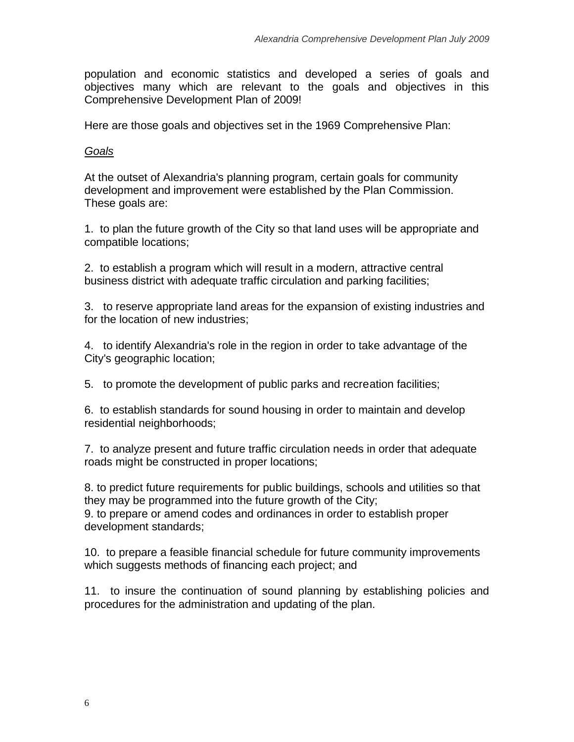population and economic statistics and developed a series of goals and objectives many which are relevant to the goals and objectives in this Comprehensive Development Plan of 2009!

Here are those goals and objectives set in the 1969 Comprehensive Plan:

*Goals*

At the outset of Alexandria's planning program, certain goals for community development and improvement were established by the Plan Commission. These goals are:

1. to plan the future growth of the City so that land uses will be appropriate and compatible locations;

2. to establish a program which will result in a modern, attractive central business district with adequate traffic circulation and parking facilities;

3. to reserve appropriate land areas for the expansion of existing industries and for the location of new industries;

4. to identify Alexandria's role in the region in order to take advantage of the City's geographic location;

5. to promote the development of public parks and recreation facilities;

6. to establish standards for sound housing in order to maintain and develop residential neighborhoods;

7. to analyze present and future traffic circulation needs in order that adequate roads might be constructed in proper locations;

8. to predict future requirements for public buildings, schools and utilities so that they may be programmed into the future growth of the City;

9. to prepare or amend codes and ordinances in order to establish proper development standards;

10. to prepare a feasible financial schedule for future community improvements which suggests methods of financing each project; and

11. to insure the continuation of sound planning by establishing policies and procedures for the administration and updating of the plan.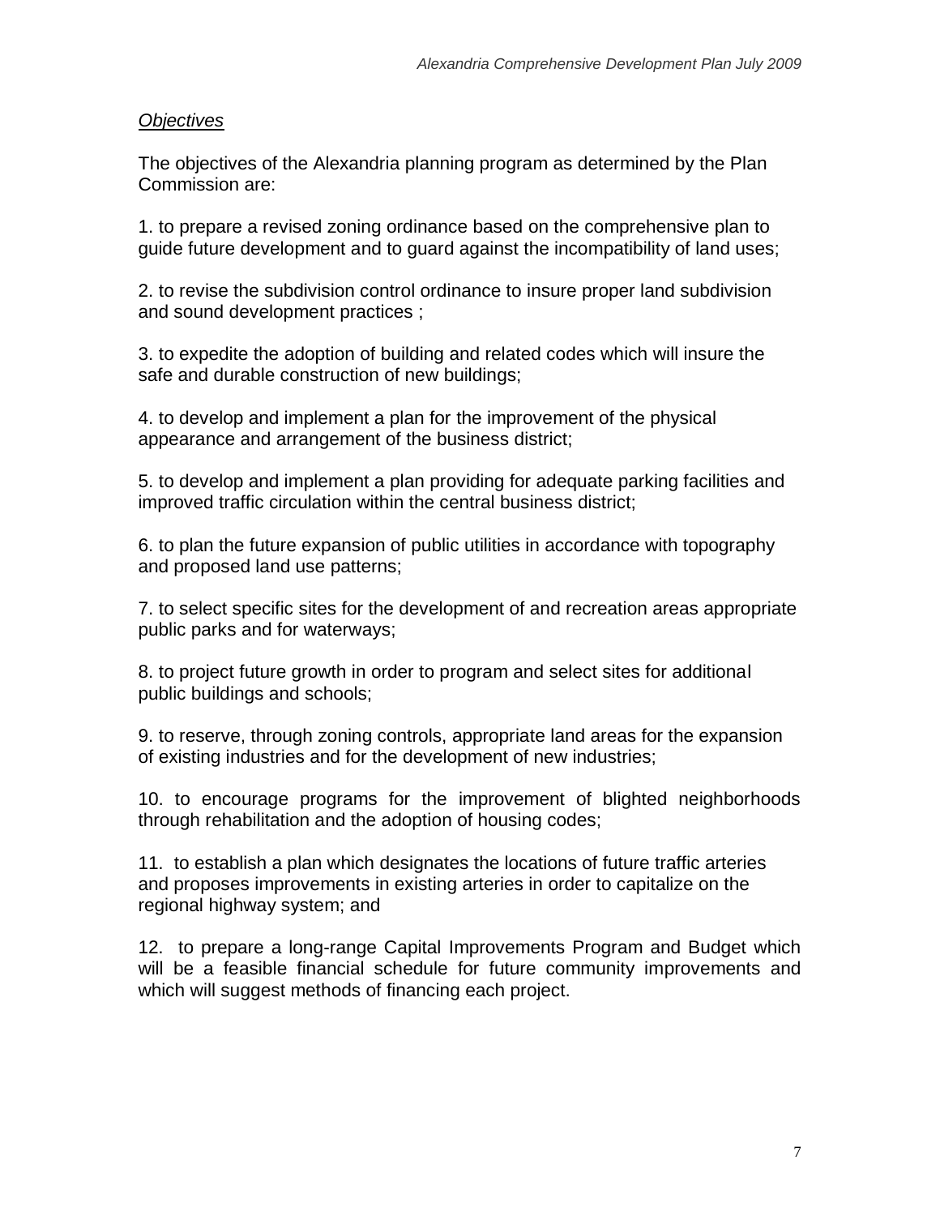*Objectives*

The objectives of the Alexandria planning program as determined by the Plan Commission are:

1. to prepare a revised zoning ordinance based on the comprehensive plan to guide future development and to guard against the incompatibility of land uses;

2. to revise the subdivision control ordinance to insure proper land subdivision and sound development practices ;

3. to expedite the adoption of building and related codes which will insure the safe and durable construction of new buildings;

4. to develop and implement a plan for the improvement of the physical appearance and arrangement of the business district;

5. to develop and implement a plan providing for adequate parking facilities and improved traffic circulation within the central business district;

6. to plan the future expansion of public utilities in accordance with topography and proposed land use patterns;

7. to select specific sites for the development of and recreation areas appropriate public parks and for waterways;

8. to project future growth in order to program and select sites for additional public buildings and schools;

9. to reserve, through zoning controls, appropriate land areas for the expansion of existing industries and for the development of new industries;

10. to encourage programs for the improvement of blighted neighborhoods through rehabilitation and the adoption of housing codes;

11. to establish a plan which designates the locations of future traffic arteries and proposes improvements in existing arteries in order to capitalize on the regional highway system; and

12. to prepare a long-range Capital Improvements Program and Budget which will be a feasible financial schedule for future community improvements and which will suggest methods of financing each project.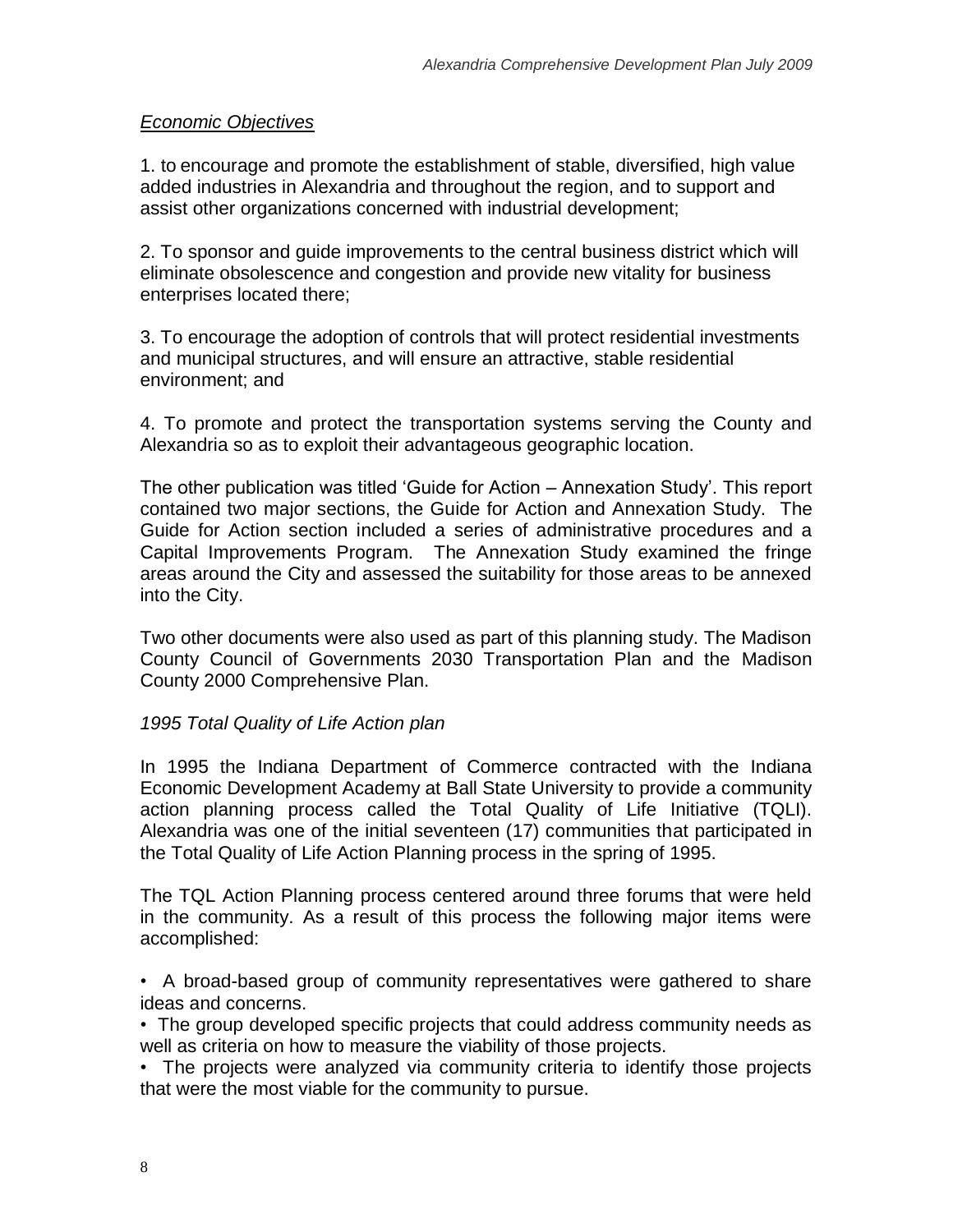*Economic Objectives*

1. to encourage and promote the establishment of stable, diversified, high value added industries in Alexandria and throughout the region, and to support and assist other organizations concerned with industrial development;

2. To sponsor and guide improvements to the central business district which will eliminate obsolescence and congestion and provide new vitality for business enterprises located there;

3. To encourage the adoption of controls that will protect residential investments and municipal structures, and will ensure an attractive, stable residential environment; and

4. To promote and protect the transportation systems serving the County and Alexandria so as to exploit their advantageous geographic location.

The other publication was titled 'Guide for Action – Annexation Study'. This report contained two major sections, the Guide for Action and Annexation Study. The Guide for Action section included a series of administrative procedures and a Capital Improvements Program. The Annexation Study examined the fringe areas around the City and assessed the suitability for those areas to be annexed into the City.

Two other documents were also used as part of this planning study. The Madison County Council of Governments 2030 Transportation Plan and the Madison County 2000 Comprehensive Plan.

*1995 Total Quality of Life Action plan*

In 1995 the Indiana Department of Commerce contracted with the Indiana Economic Development Academy at Ball State University to provide a community action planning process called the Total Quality of Life Initiative (TQLI). Alexandria was one of the initial seventeen (17) communities that participated in the Total Quality of Life Action Planning process in the spring of 1995.

The TQL Action Planning process centered around three forums that were held in the community. As a result of this process the following major items were accomplished:

- A broad-based group of community representatives were gathered to share ideas and concerns.
- The group developed specific projects that could address community needs as well as criteria on how to measure the viability of those projects.
- The projects were analyzed via community criteria to identify those projects that were the most viable for the community to pursue.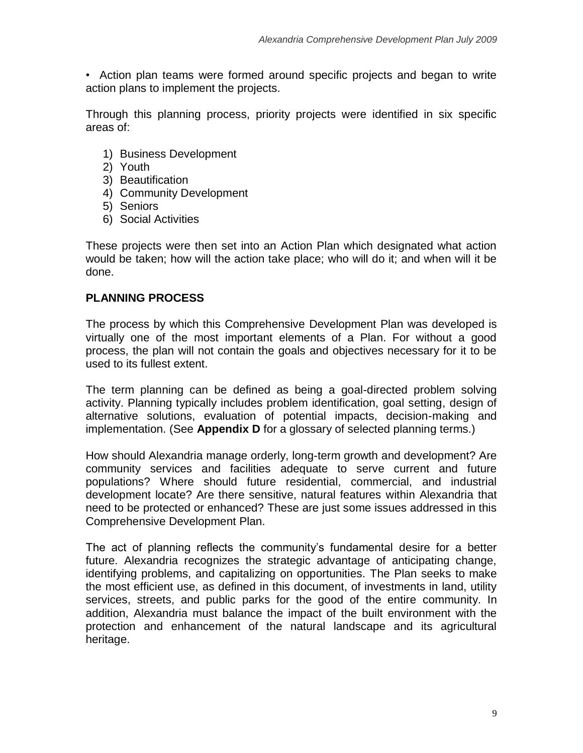• Action plan teams were formed around specific projects and began to write action plans to implement the projects.

Through this planning process, priority projects were identified in six specific areas of:

1) Business Development
2) Youth
3) Beautification
4) Community Development
5) Seniors
6) Social Activities

These projects were then set into an Action Plan which designated what action would be taken; how will the action take place; who will do it; and when will it be done.

## PLANNING PROCESS

The process by which this Comprehensive Development Plan was developed is virtually one of the most important elements of a Plan. For without a good process, the plan will not contain the goals and objectives necessary for it to be used to its fullest extent.

The term planning can be defined as being a goal-directed problem solving activity. Planning typically includes problem identification, goal setting, design of alternative solutions, evaluation of potential impacts, decision-making and implementation. (See **Appendix D** for a glossary of selected planning terms.)

How should Alexandria manage orderly, long-term growth and development? Are community services and facilities adequate to serve current and future populations? Where should future residential, commercial, and industrial development locate? Are there sensitive, natural features within Alexandria that need to be protected or enhanced? These are just some issues addressed in this Comprehensive Development Plan.

The act of planning reflects the community's fundamental desire for a better future. Alexandria recognizes the strategic advantage of anticipating change, identifying problems, and capitalizing on opportunities. The Plan seeks to make the most efficient use, as defined in this document, of investments in land, utility services, streets, and public parks for the good of the entire community. In addition, Alexandria must balance the impact of the built environment with the protection and enhancement of the natural landscape and its agricultural heritage.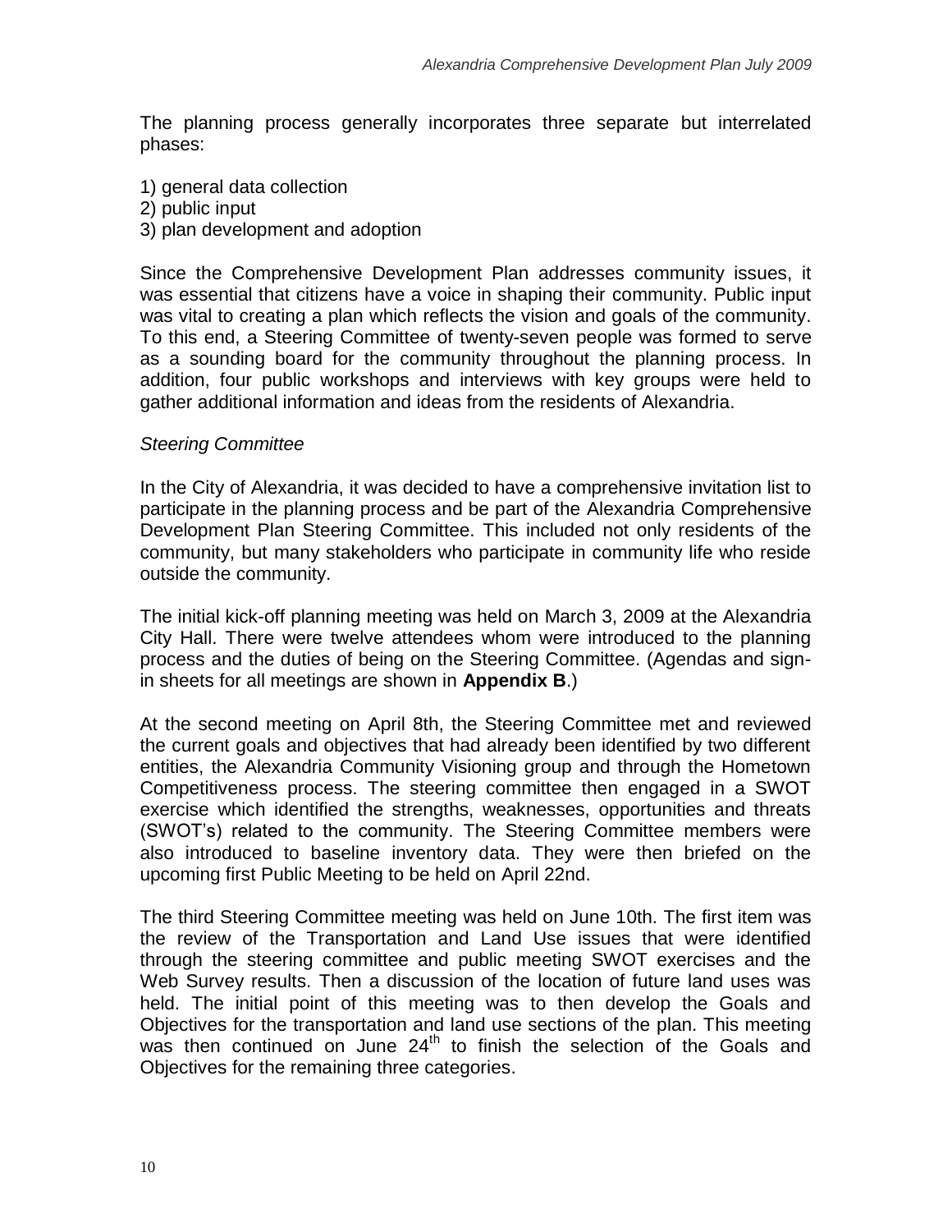The planning process generally incorporates three separate but interrelated phases:

1) general data collection
2) public input
3) plan development and adoption

Since the Comprehensive Development Plan addresses community issues, it was essential that citizens have a voice in shaping their community. Public input was vital to creating a plan which reflects the vision and goals of the community. To this end, a Steering Committee of twenty-seven people was formed to serve as a sounding board for the community throughout the planning process. In addition, four public workshops and interviews with key groups were held to gather additional information and ideas from the residents of Alexandria.

*Steering Committee*

In the City of Alexandria, it was decided to have a comprehensive invitation list to participate in the planning process and be part of the Alexandria Comprehensive Development Plan Steering Committee. This included not only residents of the community, but many stakeholders who participate in community life who reside outside the community.

The initial kick-off planning meeting was held on March 3, 2009 at the Alexandria City Hall. There were twelve attendees whom were introduced to the planning process and the duties of being on the Steering Committee. (Agendas and sign-in sheets for all meetings are shown in **Appendix B**.)

At the second meeting on April 8th, the Steering Committee met and reviewed the current goals and objectives that had already been identified by two different entities, the Alexandria Community Visioning group and through the Hometown Competitiveness process. The steering committee then engaged in a SWOT exercise which identified the strengths, weaknesses, opportunities and threats (SWOT's) related to the community. The Steering Committee members were also introduced to baseline inventory data. They were then briefed on the upcoming first Public Meeting to be held on April 22nd.

The third Steering Committee meeting was held on June 10th. The first item was the review of the Transportation and Land Use issues that were identified through the steering committee and public meeting SWOT exercises and the Web Survey results. Then a discussion of the location of future land uses was held. The initial point of this meeting was to then develop the Goals and Objectives for the transportation and land use sections of the plan. This meeting was then continued on June 24th to finish the selection of the Goals and Objectives for the remaining three categories.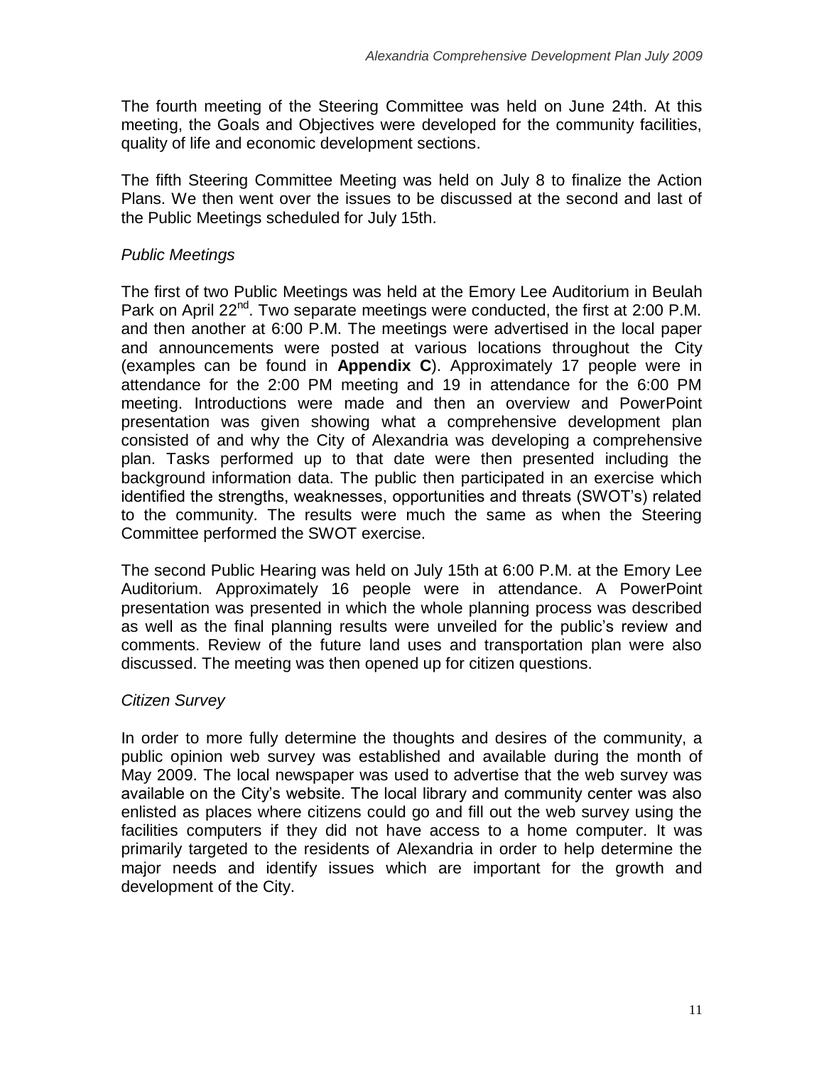The fourth meeting of the Steering Committee was held on June 24th. At this meeting, the Goals and Objectives were developed for the community facilities, quality of life and economic development sections.

The fifth Steering Committee Meeting was held on July 8 to finalize the Action Plans. We then went over the issues to be discussed at the second and last of the Public Meetings scheduled for July 15th.

*Public Meetings*

The first of two Public Meetings was held at the Emory Lee Auditorium in Beulah Park on April 22nd. Two separate meetings were conducted, the first at 2:00 P.M. and then another at 6:00 P.M. The meetings were advertised in the local paper and announcements were posted at various locations throughout the City (examples can be found in **Appendix C**). Approximately 17 people were in attendance for the 2:00 PM meeting and 19 in attendance for the 6:00 PM meeting. Introductions were made and then an overview and PowerPoint presentation was given showing what a comprehensive development plan consisted of and why the City of Alexandria was developing a comprehensive plan. Tasks performed up to that date were then presented including the background information data. The public then participated in an exercise which identified the strengths, weaknesses, opportunities and threats (SWOT's) related to the community. The results were much the same as when the Steering Committee performed the SWOT exercise.

The second Public Hearing was held on July 15th at 6:00 P.M. at the Emory Lee Auditorium. Approximately 16 people were in attendance. A PowerPoint presentation was presented in which the whole planning process was described as well as the final planning results were unveiled for the public's review and comments. Review of the future land uses and transportation plan were also discussed. The meeting was then opened up for citizen questions.

*Citizen Survey*

In order to more fully determine the thoughts and desires of the community, a public opinion web survey was established and available during the month of May 2009. The local newspaper was used to advertise that the web survey was available on the City's website. The local library and community center was also enlisted as places where citizens could go and fill out the web survey using the facilities computers if they did not have access to a home computer. It was primarily targeted to the residents of Alexandria in order to help determine the major needs and identify issues which are important for the growth and development of the City.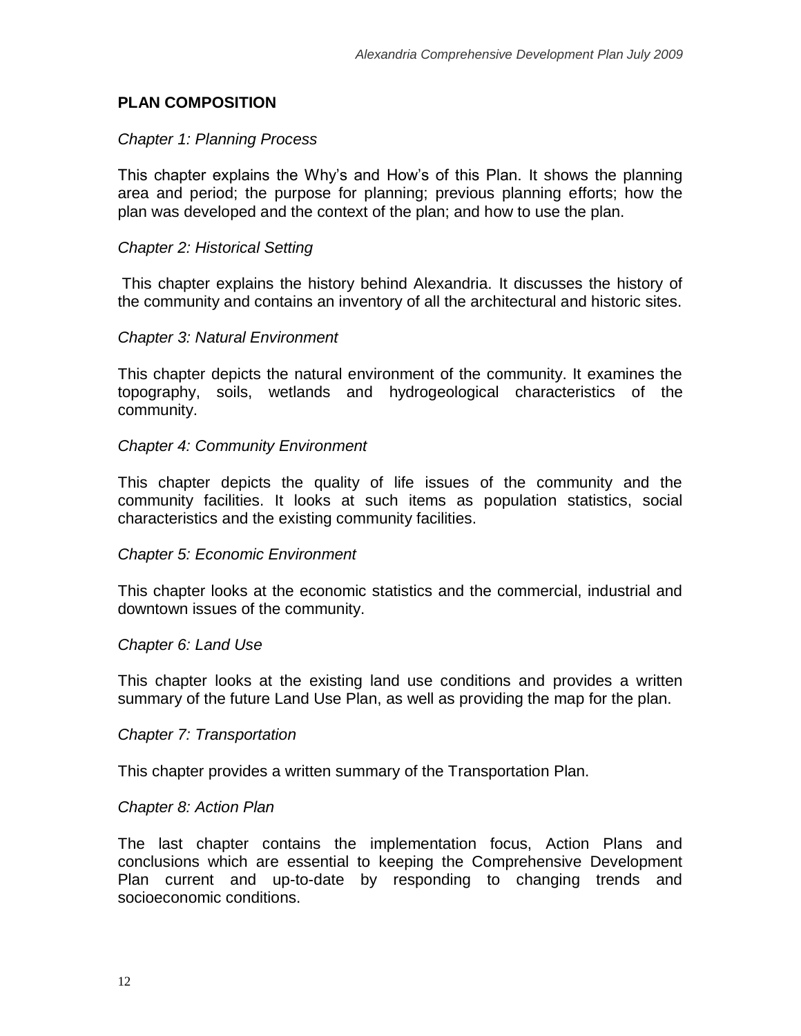## PLAN COMPOSITION

*Chapter 1: Planning Process*

This chapter explains the Why's and How's of this Plan. It shows the planning area and period; the purpose for planning; previous planning efforts; how the plan was developed and the context of the plan; and how to use the plan.

*Chapter 2: Historical Setting*

This chapter explains the history behind Alexandria. It discusses the history of the community and contains an inventory of all the architectural and historic sites.

*Chapter 3: Natural Environment*

This chapter depicts the natural environment of the community. It examines the topography, soils, wetlands and hydrogeological characteristics of the community.

*Chapter 4: Community Environment*

This chapter depicts the quality of life issues of the community and the community facilities. It looks at such items as population statistics, social characteristics and the existing community facilities.

*Chapter 5: Economic Environment*

This chapter looks at the economic statistics and the commercial, industrial and downtown issues of the community.

*Chapter 6: Land Use*

This chapter looks at the existing land use conditions and provides a written summary of the future Land Use Plan, as well as providing the map for the plan.

*Chapter 7: Transportation*

This chapter provides a written summary of the Transportation Plan.

*Chapter 8: Action Plan*

The last chapter contains the implementation focus, Action Plans and conclusions which are essential to keeping the Comprehensive Development Plan current and up-to-date by responding to changing trends and socioeconomic conditions.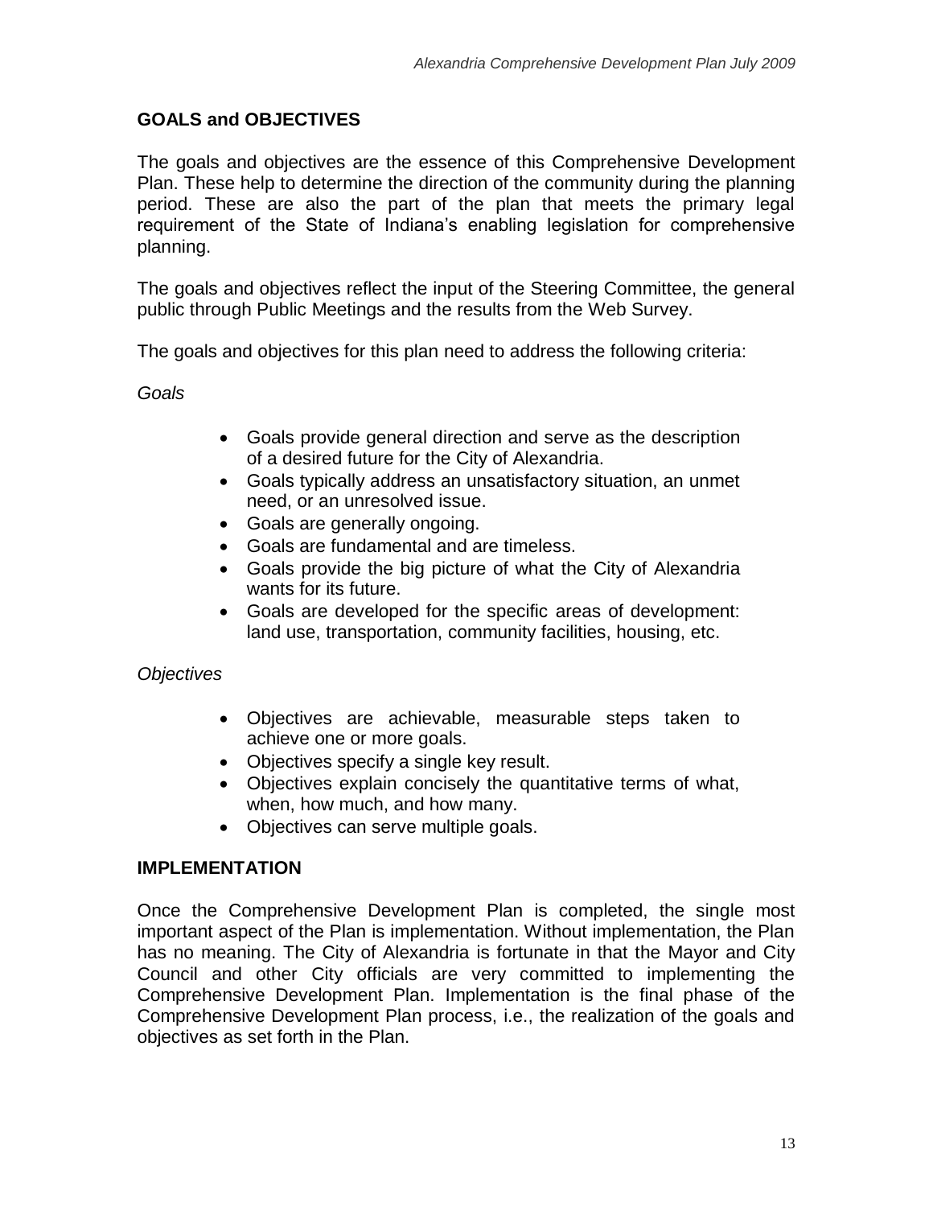## GOALS and OBJECTIVES

The goals and objectives are the essence of this Comprehensive Development Plan. These help to determine the direction of the community during the planning period. These are also the part of the plan that meets the primary legal requirement of the State of Indiana's enabling legislation for comprehensive planning.

The goals and objectives reflect the input of the Steering Committee, the general public through Public Meetings and the results from the Web Survey.

The goals and objectives for this plan need to address the following criteria:

*Goals*

- Goals provide general direction and serve as the description of a desired future for the City of Alexandria.
- Goals typically address an unsatisfactory situation, an unmet need, or an unresolved issue.
- Goals are generally ongoing.
- Goals are fundamental and are timeless.
- Goals provide the big picture of what the City of Alexandria wants for its future.
- Goals are developed for the specific areas of development: land use, transportation, community facilities, housing, etc.

*Objectives*

- Objectives are achievable, measurable steps taken to achieve one or more goals.
- Objectives specify a single key result.
- Objectives explain concisely the quantitative terms of what, when, how much, and how many.
- Objectives can serve multiple goals.

## IMPLEMENTATION

Once the Comprehensive Development Plan is completed, the single most important aspect of the Plan is implementation. Without implementation, the Plan has no meaning. The City of Alexandria is fortunate in that the Mayor and City Council and other City officials are very committed to implementing the Comprehensive Development Plan. Implementation is the final phase of the Comprehensive Development Plan process, i.e., the realization of the goals and objectives as set forth in the Plan.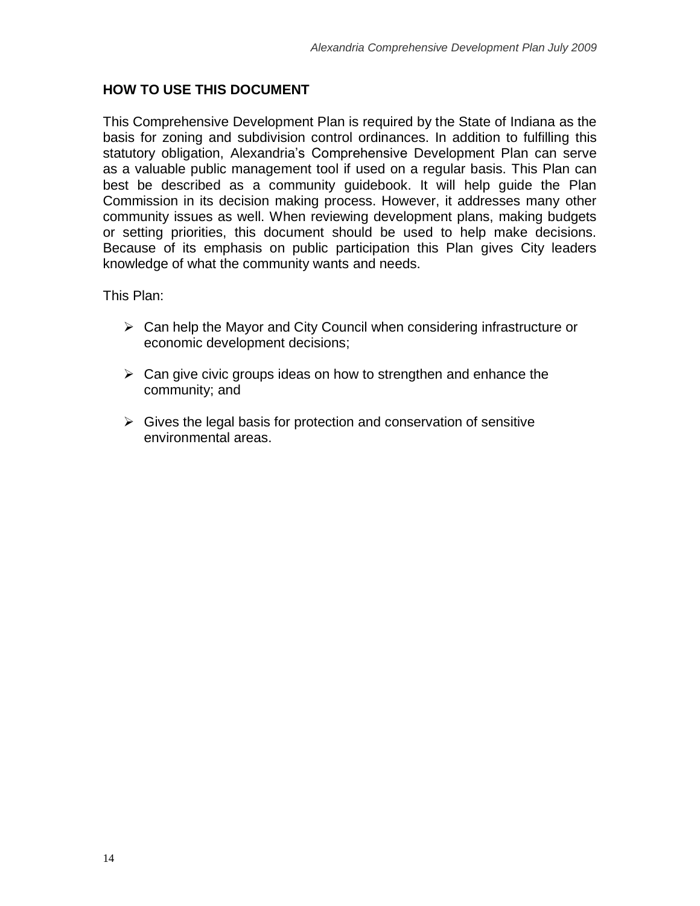## HOW TO USE THIS DOCUMENT

This Comprehensive Development Plan is required by the State of Indiana as the basis for zoning and subdivision control ordinances. In addition to fulfilling this statutory obligation, Alexandria's Comprehensive Development Plan can serve as a valuable public management tool if used on a regular basis. This Plan can best be described as a community guidebook. It will help guide the Plan Commission in its decision making process. However, it addresses many other community issues as well. When reviewing development plans, making budgets or setting priorities, this document should be used to help make decisions. Because of its emphasis on public participation this Plan gives City leaders knowledge of what the community wants and needs.

This Plan:

- Can help the Mayor and City Council when considering infrastructure or economic development decisions;
- Can give civic groups ideas on how to strengthen and enhance the community; and
- Gives the legal basis for protection and conservation of sensitive environmental areas.